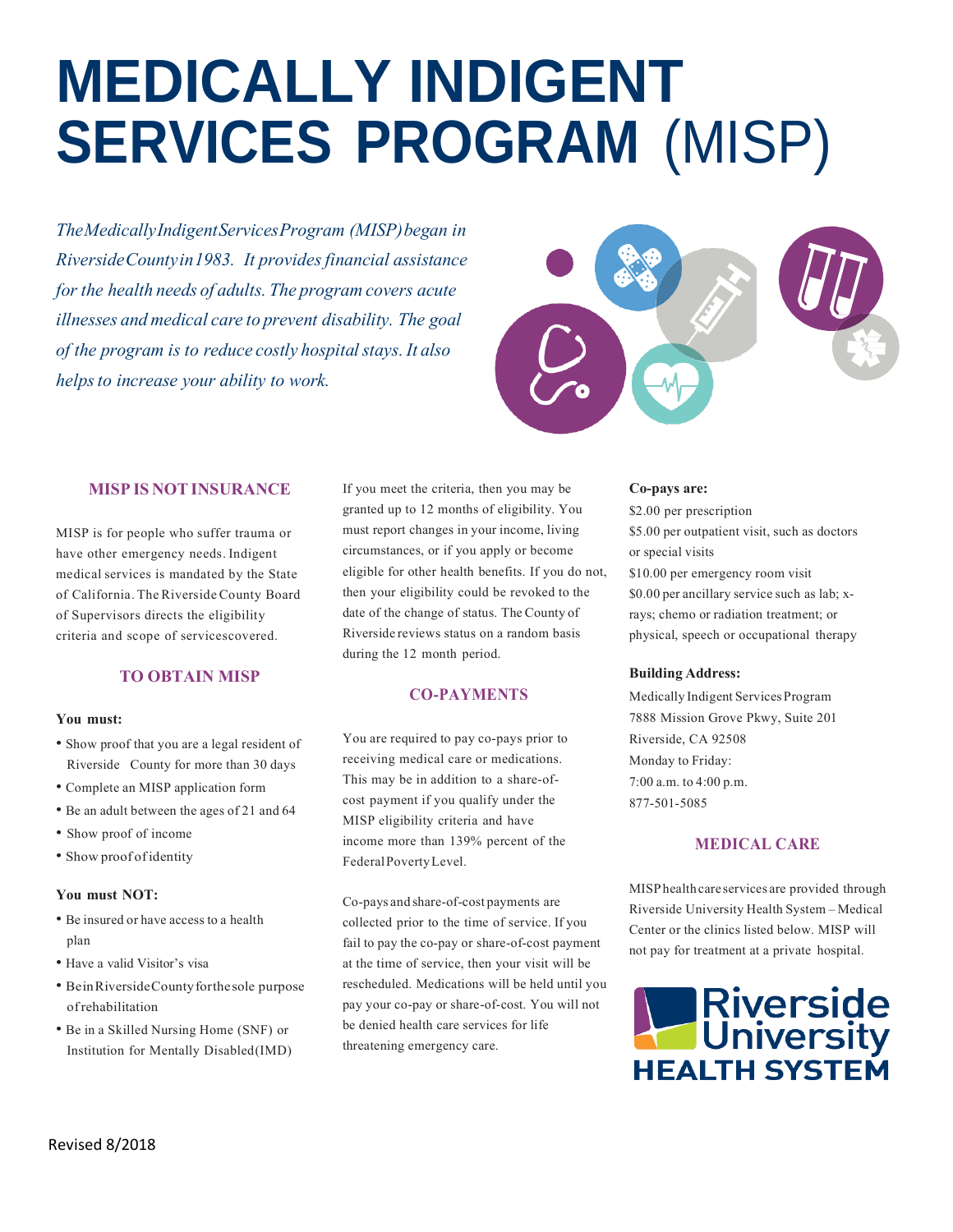# MEDICALLY INDIGENT SERVICES PROGRAM (MISP)

*The Medically Indigent Services Program (MISP) began in Riverside County in 1983. It provides financial assistance for the health needs of adults. The program covers acute illnesses and medical care to prevent disability. The goal of the program is to reduce costly hospital stays. It also helps to increase your ability to work.*

## MISP IS NOT INSURANCE

MISP is for people who suffer trauma or have other emergency needs. Indigent medical services is mandated by the State of California. The Riverside County Board of Supervisors directs the eligibility criteria and scope of services covered.

## TO OBTAIN MISP

**You must:**

- Show proof that you are a legal resident of Riverside County for more than 30 days
- Complete an MISP application form
- Be an adult between the ages of 21 and 64
- Show proof of income
- Show proof of identity

**You must NOT:**

- Be insured or have access to a health plan
- Have a valid Visitor's visa
- Be in Riverside County for the sole purpose of rehabilitation
- Be in a Skilled Nursing Home (SNF) or Institution for Mentally Disabled (IMD)

If you meet the criteria, then you may be granted up to 12 months of eligibility. You must report changes in your income, living circumstances, or if you apply or become eligible for other health benefits. If you do not, then your eligibility could be revoked to the date of the change of status. The County of Riverside reviews status on a random basis during the 12 month period.

## CO-PAYMENTS

You are required to pay co-pays prior to receiving medical care or medications. This may be in addition to a share-of-cost payment if you qualify under the MISP eligibility criteria and have income more than 139% percent of the Federal Poverty Level.

Co-pays and share-of-cost payments are collected prior to the time of service. If you fail to pay the co-pay or share-of-cost payment at the time of service, then your visit will be rescheduled. Medications will be held until you pay your co-pay or share-of-cost. You will not be denied health care services for life threatening emergency care.

**Co-pays are:**

$2.00 per prescription
$5.00 per outpatient visit, such as doctors or special visits
$10.00 per emergency room visit
$0.00 per ancillary service such as lab; x-rays; chemo or radiation treatment; or physical, speech or occupational therapy

**Building Address:**

Medically Indigent Services Program
7888 Mission Grove Pkwy, Suite 201
Riverside, CA 92508
Monday to Friday:
7:00 a.m. to 4:00 p.m.
877-501-5085

## MEDICAL CARE

MISP health care services are provided through Riverside University Health System – Medical Center or the clinics listed below. MISP will not pay for treatment at a private hospital.

Riverside University HEALTH SYSTEM

Revised 8/2018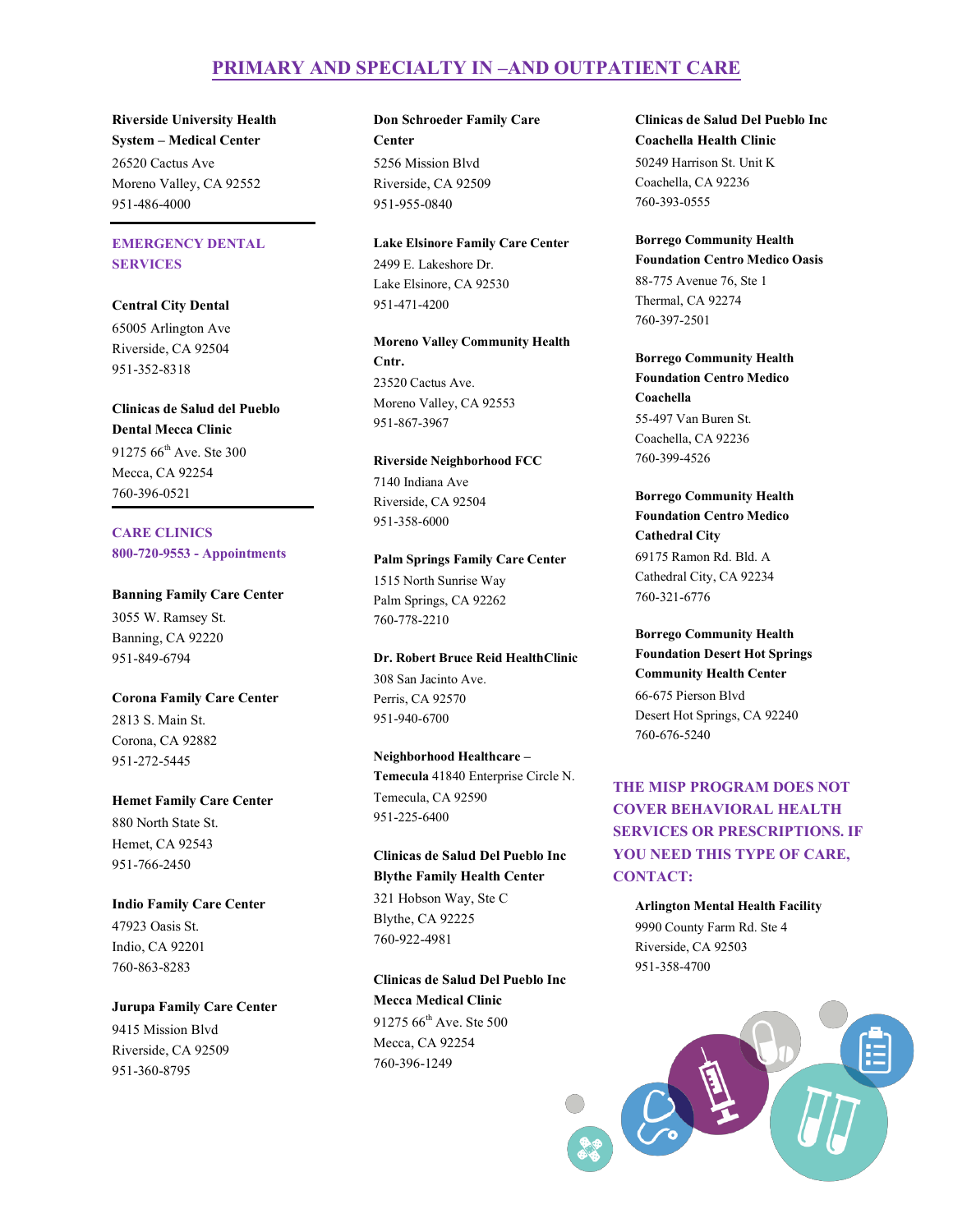# PRIMARY AND SPECIALTY IN –AND OUTPATIENT CARE

**Riverside University Health System – Medical Center**
26520 Cactus Ave
Moreno Valley, CA 92552
951-486-4000

## EMERGENCY DENTAL SERVICES

**Central City Dental**
65005 Arlington Ave
Riverside, CA 92504
951-352-8318

**Clinicas de Salud del Pueblo Dental Mecca Clinic**
91275 66th Ave. Ste 300
Mecca, CA 92254
760-396-0521

## CARE CLINICS

**800-720-9553 - Appointments**

**Banning Family Care Center**
3055 W. Ramsey St.
Banning, CA 92220
951-849-6794

**Corona Family Care Center**
2813 S. Main St.
Corona, CA 92882
951-272-5445

**Hemet Family Care Center**
880 North State St.
Hemet, CA 92543
951-766-2450

**Indio Family Care Center**
47923 Oasis St.
Indio, CA 92201
760-863-8283

**Jurupa Family Care Center**
9415 Mission Blvd
Riverside, CA 92509
951-360-8795

**Don Schroeder Family Care Center**
5256 Mission Blvd
Riverside, CA 92509
951-955-0840

**Lake Elsinore Family Care Center**
2499 E. Lakeshore Dr.
Lake Elsinore, CA 92530
951-471-4200

**Moreno Valley Community Health Cntr.**
23520 Cactus Ave.
Moreno Valley, CA 92553
951-867-3967

**Riverside Neighborhood FCC**
7140 Indiana Ave
Riverside, CA 92504
951-358-6000

**Palm Springs Family Care Center**
1515 North Sunrise Way
Palm Springs, CA 92262
760-778-2210

**Dr. Robert Bruce Reid HealthClinic**
308 San Jacinto Ave.
Perris, CA 92570
951-940-6700

**Neighborhood Healthcare – Temecula** 41840 Enterprise Circle N.
Temecula, CA 92590
951-225-6400

**Clinicas de Salud Del Pueblo Inc Blythe Family Health Center**
321 Hobson Way, Ste C
Blythe, CA 92225
760-922-4981

**Clinicas de Salud Del Pueblo Inc Mecca Medical Clinic**
91275 66th Ave. Ste 500
Mecca, CA 92254
760-396-1249

**Clinicas de Salud Del Pueblo Inc Coachella Health Clinic**
50249 Harrison St. Unit K
Coachella, CA 92236
760-393-0555

**Borrego Community Health Foundation Centro Medico Oasis**
88-775 Avenue 76, Ste 1
Thermal, CA 92274
760-397-2501

**Borrego Community Health Foundation Centro Medico Coachella**
55-497 Van Buren St.
Coachella, CA 92236
760-399-4526

**Borrego Community Health Foundation Centro Medico Cathedral City**
69175 Ramon Rd. Bld. A
Cathedral City, CA 92234
760-321-6776

**Borrego Community Health Foundation Desert Hot Springs Community Health Center**
66-675 Pierson Blvd
Desert Hot Springs, CA 92240
760-676-5240

## THE MISP PROGRAM DOES NOT COVER BEHAVIORAL HEALTH SERVICES OR PRESCRIPTIONS. IF YOU NEED THIS TYPE OF CARE, CONTACT:

**Arlington Mental Health Facility**
9990 County Farm Rd. Ste 4
Riverside, CA 92503
951-358-4700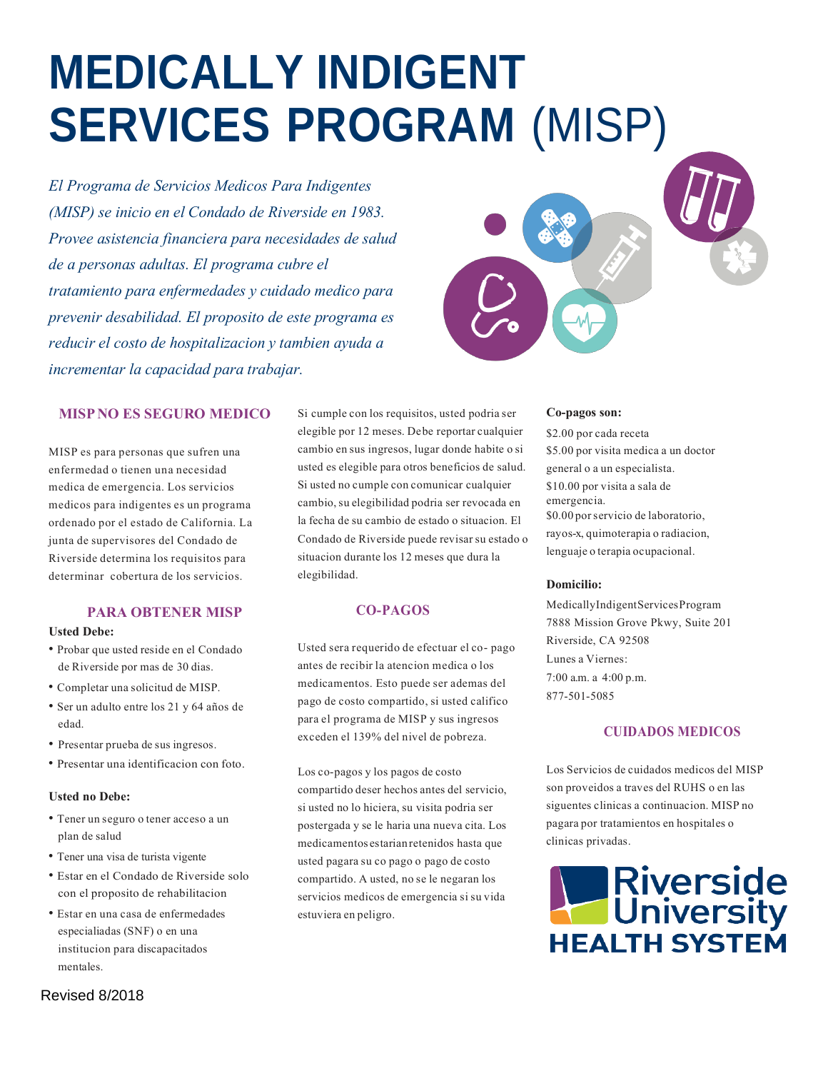# MEDICALLY INDIGENT SERVICES PROGRAM (MISP)

*El Programa de Servicios Medicos Para Indigentes (MISP) se inicio en el Condado de Riverside en 1983. Provee asistencia financiera para necesidades de salud de a personas adultas. El programa cubre el tratamiento para enfermedades y cuidado medico para prevenir desabilidad. El proposito de este programa es reducir el costo de hospitalizacion y tambien ayuda a incrementar la capacidad para trabajar.*

## MISP NO ES SEGURO MEDICO

MISP es para personas que sufren una enfermedad o tienen una necesidad medica de emergencia. Los servicios medicos para indigentes es un programa ordenado por el estado de California. La junta de supervisores del Condado de Riverside determina los requisitos para determinar cobertura de los servicios.

## PARA OBTENER MISP

**Usted Debe:**

- Probar que usted reside en el Condado de Riverside por mas de 30 dias.
- Completar una solicitud de MISP.
- Ser un adulto entre los 21 y 64 años de edad.
- Presentar prueba de sus ingresos.
- Presentar una identificacion con foto.

**Usted no Debe:**

- Tener un seguro o tener acceso a un plan de salud
- Tener una visa de turista vigente
- Estar en el Condado de Riverside solo con el proposito de rehabilitacion
- Estar en una casa de enfermedades especialiadas (SNF) o en una institucion para discapacitados mentales.

Si cumple con los requisitos, usted podria ser elegible por 12 meses. Debe reportar cualquier cambio en sus ingresos, lugar donde habite o si usted es elegible para otros beneficios de salud. Si usted no cumple con comunicar cualquier cambio, su elegibilidad podria ser revocada en la fecha de su cambio de estado o situacion. El Condado de Riverside puede revisar su estado o situacion durante los 12 meses que dura la elegibilidad.

## CO-PAGOS

Usted sera requerido de efectuar el co- pago antes de recibir la atencion medica o los medicamentos. Esto puede ser ademas del pago de costo compartido, si usted califico para el programa de MISP y sus ingresos exceden el 139% del nivel de pobreza.

Los co-pagos y los pagos de costo compartido deser hechos antes del servicio, si usted no lo hiciera, su visita podria ser postergada y se le haria una nueva cita. Los medicamentos estarian retenidos hasta que usted pagara su co pago o pago de costo compartido. A usted, no se le negaran los servicios medicos de emergencia si su vida estuviera en peligro.

**Co-pagos son:**

$2.00 por cada receta
$5.00 por visita medica a un doctor general o a un especialista.
$10.00 por visita a sala de emergencia.
$0.00 por servicio de laboratorio, rayos-x, quimoterapia o radiacion, lenguaje o terapia ocupacional.

**Domicilio:**

Medically Indigent Services Program
7888 Mission Grove Pkwy, Suite 201
Riverside, CA 92508
Lunes a Viernes:
7:00 a.m. a 4:00 p.m.
877-501-5085

## CUIDADOS MEDICOS

Los Servicios de cuidados medicos del MISP son proveidos a traves del RUHS o en las siguentes clinicas a continuacion. MISP no pagara por tratamientos en hospitales o clinicas privadas.

Riverside University HEALTH SYSTEM

Revised 8/2018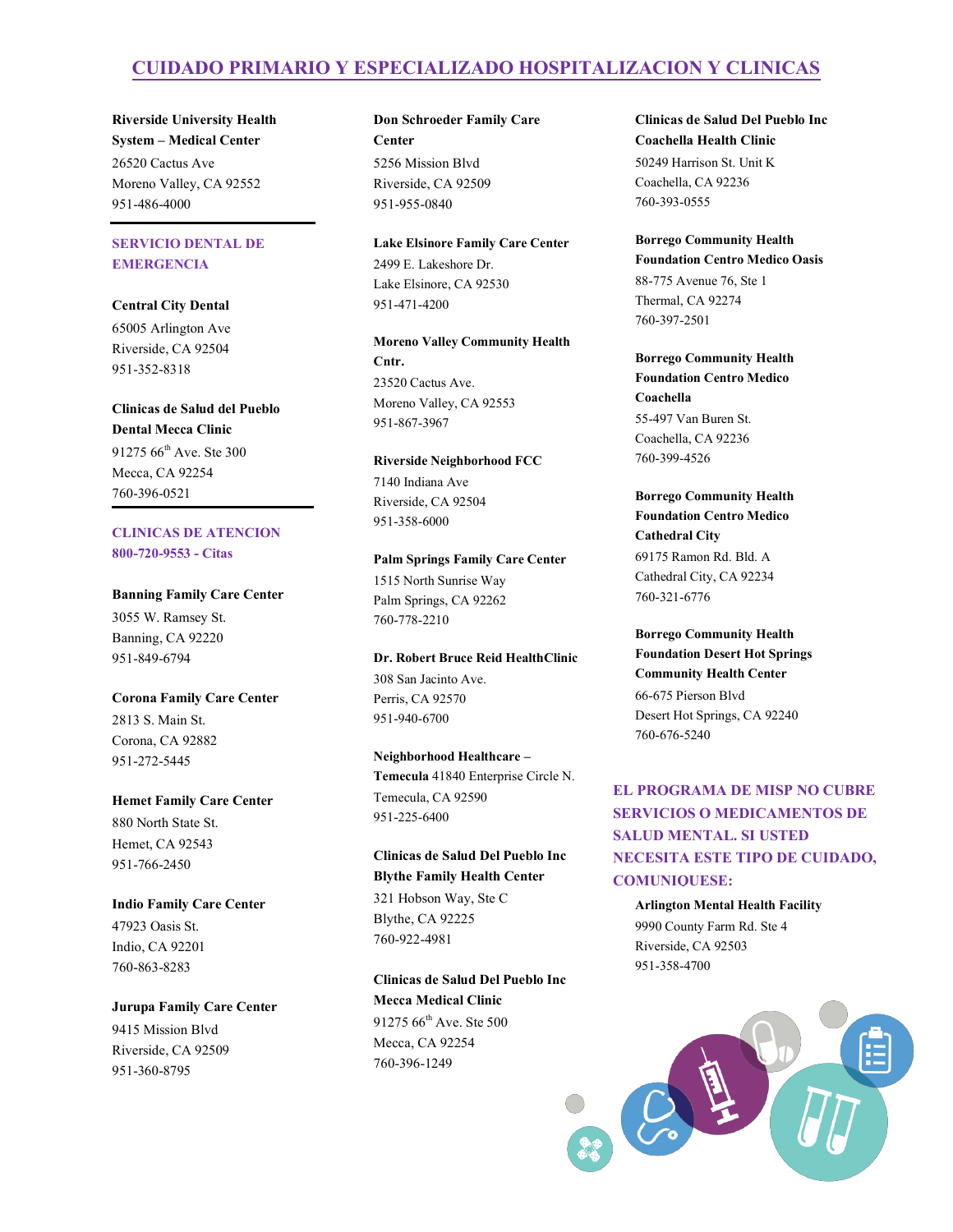## CUIDADO PRIMARIO Y ESPECIALIZADO HOSPITALIZACION Y CLINICAS

**Riverside University Health System – Medical Center**
26520 Cactus Ave
Moreno Valley, CA 92552
951-486-4000

### SERVICIO DENTAL DE EMERGENCIA

**Central City Dental**
65005 Arlington Ave
Riverside, CA 92504
951-352-8318

**Clinicas de Salud del Pueblo Dental Mecca Clinic**
91275 66th Ave. Ste 300
Mecca, CA 92254
760-396-0521

### CLINICAS DE ATENCION
**800-720-9553 - Citas**

**Banning Family Care Center**
3055 W. Ramsey St.
Banning, CA 92220
951-849-6794

**Corona Family Care Center**
2813 S. Main St.
Corona, CA 92882
951-272-5445

**Hemet Family Care Center**
880 North State St.
Hemet, CA 92543
951-766-2450

**Indio Family Care Center**
47923 Oasis St.
Indio, CA 92201
760-863-8283

**Jurupa Family Care Center**
9415 Mission Blvd
Riverside, CA 92509
951-360-8795

**Don Schroeder Family Care Center**
5256 Mission Blvd
Riverside, CA 92509
951-955-0840

**Lake Elsinore Family Care Center**
2499 E. Lakeshore Dr.
Lake Elsinore, CA 92530
951-471-4200

**Moreno Valley Community Health Cntr.**
23520 Cactus Ave.
Moreno Valley, CA 92553
951-867-3967

**Riverside Neighborhood FCC**
7140 Indiana Ave
Riverside, CA 92504
951-358-6000

**Palm Springs Family Care Center**
1515 North Sunrise Way
Palm Springs, CA 92262
760-778-2210

**Dr. Robert Bruce Reid HealthClinic**
308 San Jacinto Ave.
Perris, CA 92570
951-940-6700

**Neighborhood Healthcare – Temecula** 41840 Enterprise Circle N.
Temecula, CA 92590
951-225-6400

**Clinicas de Salud Del Pueblo Inc Blythe Family Health Center**
321 Hobson Way, Ste C
Blythe, CA 92225
760-922-4981

**Clinicas de Salud Del Pueblo Inc Mecca Medical Clinic**
91275 66th Ave. Ste 500
Mecca, CA 92254
760-396-1249

**Clinicas de Salud Del Pueblo Inc Coachella Health Clinic**
50249 Harrison St. Unit K
Coachella, CA 92236
760-393-0555

**Borrego Community Health Foundation Centro Medico Oasis**
88-775 Avenue 76, Ste 1
Thermal, CA 92274
760-397-2501

**Borrego Community Health Foundation Centro Medico Coachella**
55-497 Van Buren St.
Coachella, CA 92236
760-399-4526

**Borrego Community Health Foundation Centro Medico Cathedral City**
69175 Ramon Rd. Bld. A
Cathedral City, CA 92234
760-321-6776

**Borrego Community Health Foundation Desert Hot Springs Community Health Center**
66-675 Pierson Blvd
Desert Hot Springs, CA 92240
760-676-5240

### EL PROGRAMA DE MISP NO CUBRE SERVICIOS O MEDICAMENTOS DE SALUD MENTAL. SI USTED NECESITA ESTE TIPO DE CUIDADO, COMUNIQUESE:

**Arlington Mental Health Facility**
9990 County Farm Rd. Ste 4
Riverside, CA 92503
951-358-4700